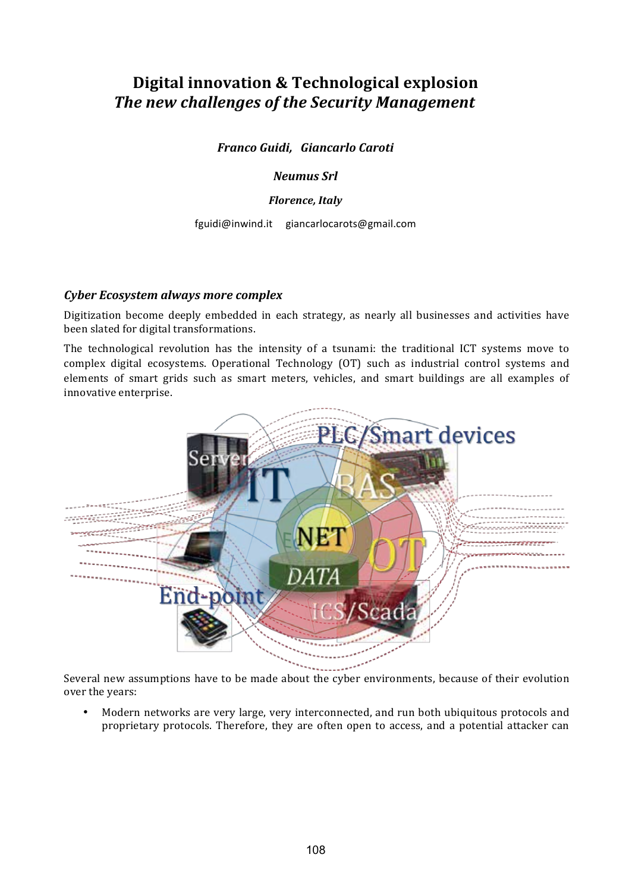# Digital innovation & Technological explosion
## *The new challenges of the Security Management*

***Franco Guidi, Giancarlo Caroti***

***Neumus Srl***

***Florence, Italy***

fguidi@inwind.it giancarlocarots@gmail.com

### *Cyber Ecosystem always more complex*

Digitization become deeply embedded in each strategy, as nearly all businesses and activities have been slated for digital transformations.

The technological revolution has the intensity of a tsunami: the traditional ICT systems move to complex digital ecosystems. Operational Technology (OT) such as industrial control systems and elements of smart grids such as smart meters, vehicles, and smart buildings are all examples of innovative enterprise.

Several new assumptions have to be made about the cyber environments, because of their evolution over the years:

- Modern networks are very large, very interconnected, and run both ubiquitous protocols and proprietary protocols. Therefore, they are often open to access, and a potential attacker can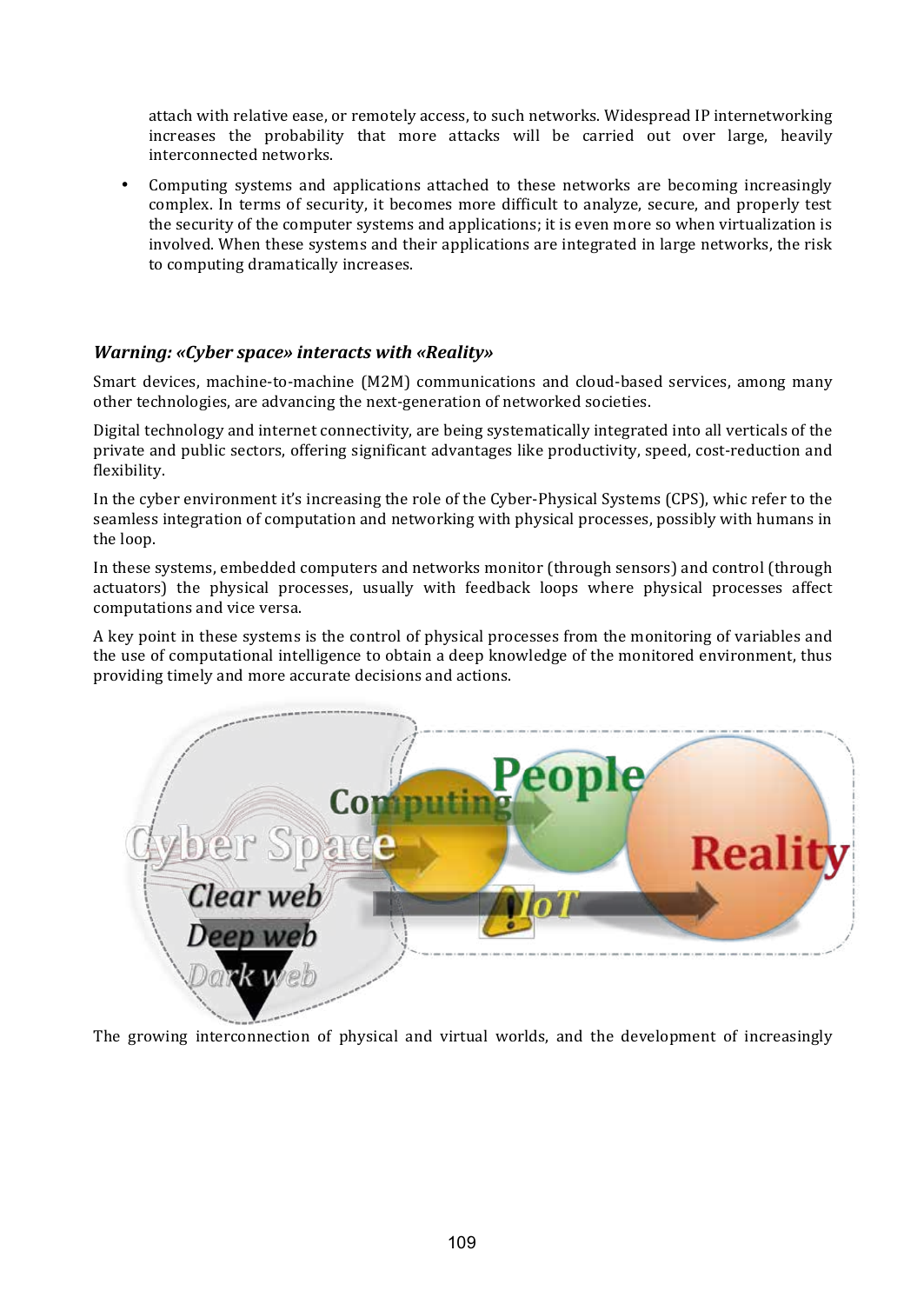attach with relative ease, or remotely access, to such networks. Widespread IP internetworking increases the probability that more attacks will be carried out over large, heavily interconnected networks.

- Computing systems and applications attached to these networks are becoming increasingly complex. In terms of security, it becomes more difficult to analyze, secure, and properly test the security of the computer systems and applications; it is even more so when virtualization is involved. When these systems and their applications are integrated in large networks, the risk to computing dramatically increases.

### *Warning: «Cyber space» interacts with «Reality»*

Smart devices, machine-to-machine (M2M) communications and cloud-based services, among many other technologies, are advancing the next-generation of networked societies.

Digital technology and internet connectivity, are being systematically integrated into all verticals of the private and public sectors, offering significant advantages like productivity, speed, cost-reduction and flexibility.

In the cyber environment it's increasing the role of the Cyber-Physical Systems (CPS), whic refer to the seamless integration of computation and networking with physical processes, possibly with humans in the loop.

In these systems, embedded computers and networks monitor (through sensors) and control (through actuators) the physical processes, usually with feedback loops where physical processes affect computations and vice versa.

A key point in these systems is the control of physical processes from the monitoring of variables and the use of computational intelligence to obtain a deep knowledge of the monitored environment, thus providing timely and more accurate decisions and actions.

The growing interconnection of physical and virtual worlds, and the development of increasingly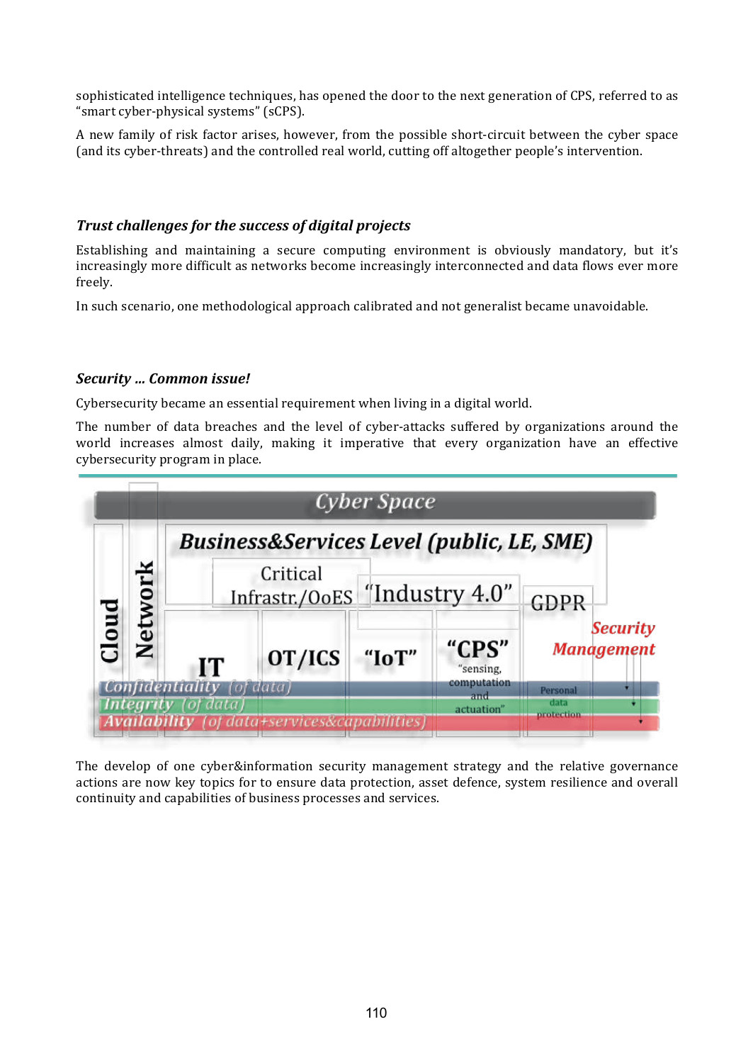sophisticated intelligence techniques, has opened the door to the next generation of CPS, referred to as "smart cyber-physical systems" (sCPS).

A new family of risk factor arises, however, from the possible short-circuit between the cyber space (and its cyber-threats) and the controlled real world, cutting off altogether people's intervention.

### *Trust challenges for the success of digital projects*

Establishing and maintaining a secure computing environment is obviously mandatory, but it's increasingly more difficult as networks become increasingly interconnected and data flows ever more freely.

In such scenario, one methodological approach calibrated and not generalist became unavoidable.

### *Security … Common issue!*

Cybersecurity became an essential requirement when living in a digital world.

The number of data breaches and the level of cyber-attacks suffered by organizations around the world increases almost daily, making it imperative that every organization have an effective cybersecurity program in place.

The develop of one cyber&information security management strategy and the relative governance actions are now key topics for to ensure data protection, asset defence, system resilience and overall continuity and capabilities of business processes and services.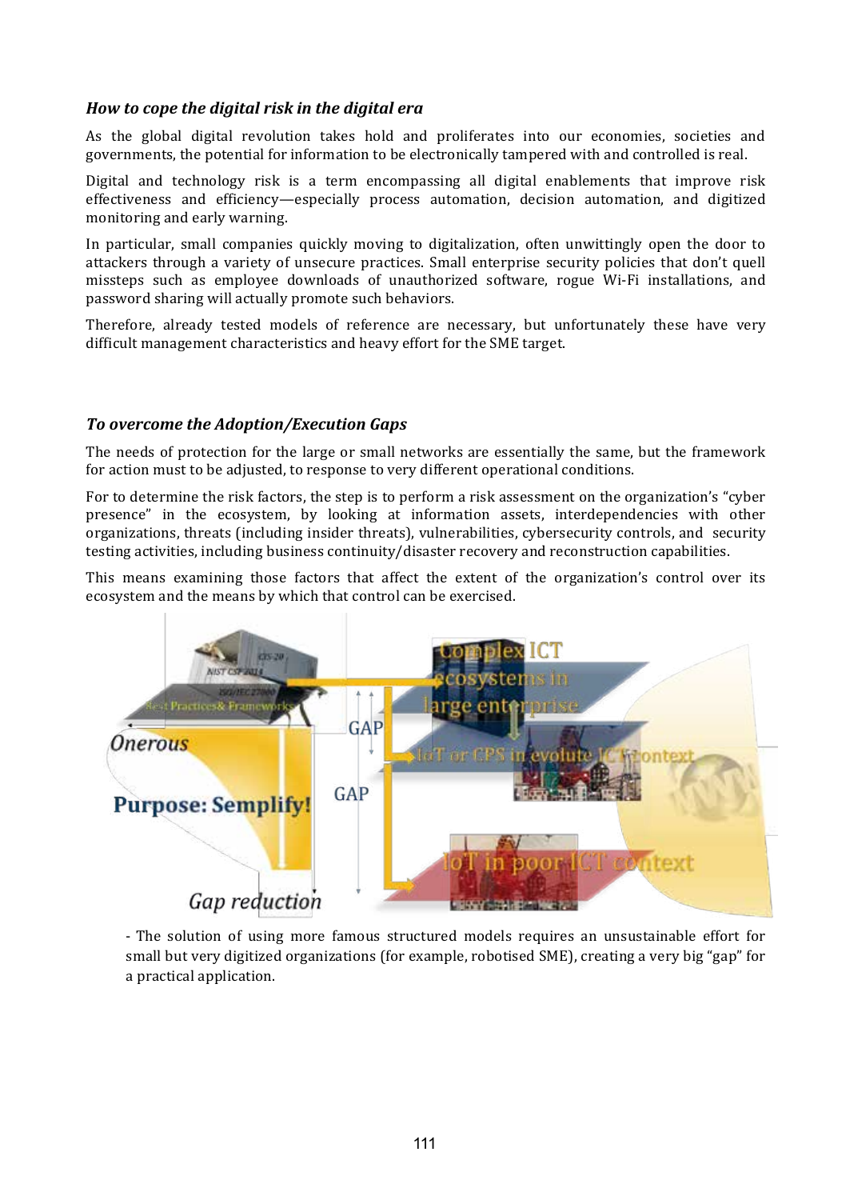### *How to cope the digital risk in the digital era*

As the global digital revolution takes hold and proliferates into our economies, societies and governments, the potential for information to be electronically tampered with and controlled is real.

Digital and technology risk is a term encompassing all digital enablements that improve risk effectiveness and efficiency—especially process automation, decision automation, and digitized monitoring and early warning.

In particular, small companies quickly moving to digitalization, often unwittingly open the door to attackers through a variety of unsecure practices. Small enterprise security policies that don't quell missteps such as employee downloads of unauthorized software, rogue Wi-Fi installations, and password sharing will actually promote such behaviors.

Therefore, already tested models of reference are necessary, but unfortunately these have very difficult management characteristics and heavy effort for the SME target.

### *To overcome the Adoption/Execution Gaps*

The needs of protection for the large or small networks are essentially the same, but the framework for action must to be adjusted, to response to very different operational conditions.

For to determine the risk factors, the step is to perform a risk assessment on the organization's "cyber presence" in the ecosystem, by looking at information assets, interdependencies with other organizations, threats (including insider threats), vulnerabilities, cybersecurity controls, and security testing activities, including business continuity/disaster recovery and reconstruction capabilities.

This means examining those factors that affect the extent of the organization's control over its ecosystem and the means by which that control can be exercised.

- The solution of using more famous structured models requires an unsustainable effort for small but very digitized organizations (for example, robotised SME), creating a very big "gap" for a practical application.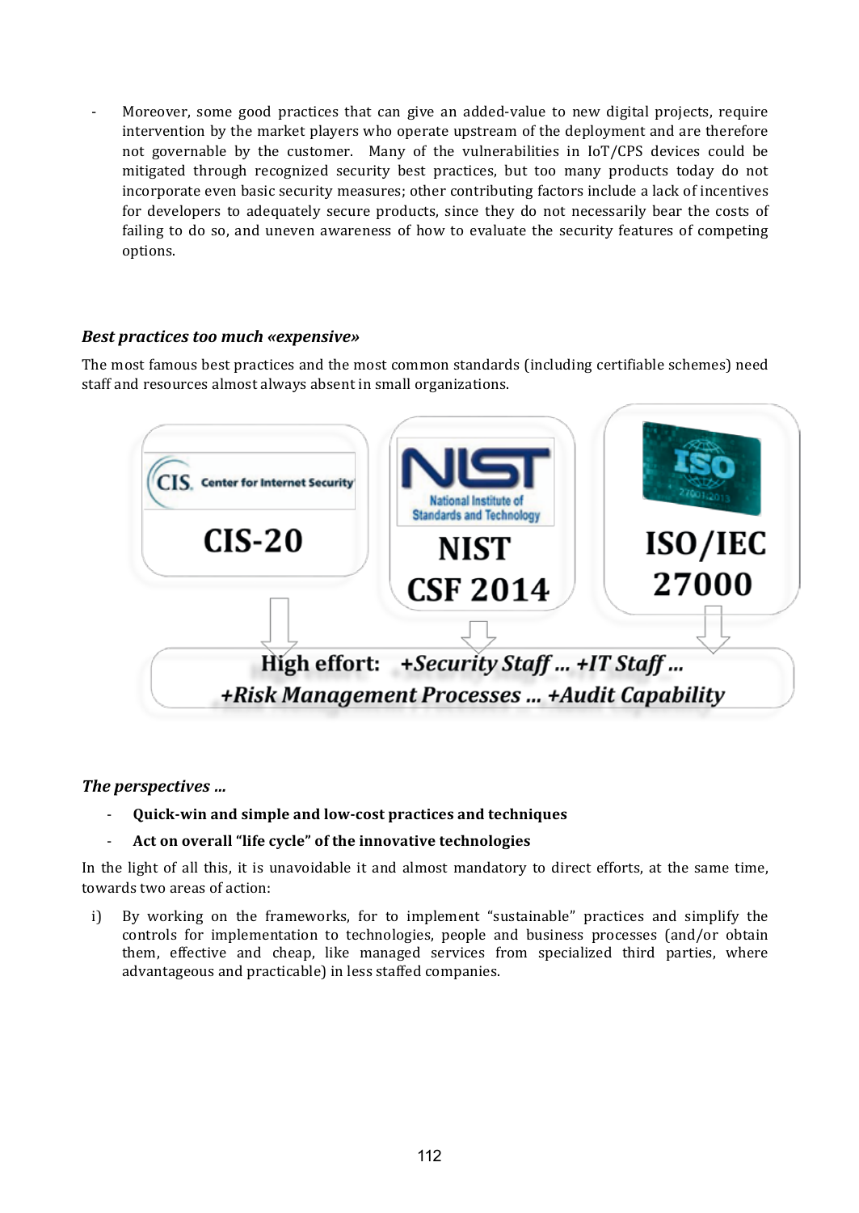- Moreover, some good practices that can give an added-value to new digital projects, require intervention by the market players who operate upstream of the deployment and are therefore not governable by the customer. Many of the vulnerabilities in IoT/CPS devices could be mitigated through recognized security best practices, but too many products today do not incorporate even basic security measures; other contributing factors include a lack of incentives for developers to adequately secure products, since they do not necessarily bear the costs of failing to do so, and uneven awareness of how to evaluate the security features of competing options.

### *Best practices too much «expensive»*

The most famous best practices and the most common standards (including certifiable schemes) need staff and resources almost always absent in small organizations.

CIS Center for Internet Security — **CIS-20**

NIST National Institute of Standards and Technology — **NIST CSF 2014**

ISO 27001:2013 — **ISO/IEC 27000**

**High effort:** ***+Security Staff ... +IT Staff ... +Risk Management Processes ... +Audit Capability***

### *The perspectives ...*

- **Quick-win and simple and low-cost practices and techniques**
- **Act on overall "life cycle" of the innovative technologies**

In the light of all this, it is unavoidable it and almost mandatory to direct efforts, at the same time, towards two areas of action:

i) By working on the frameworks, for to implement "sustainable" practices and simplify the controls for implementation to technologies, people and business processes (and/or obtain them, effective and cheap, like managed services from specialized third parties, where advantageous and practicable) in less staffed companies.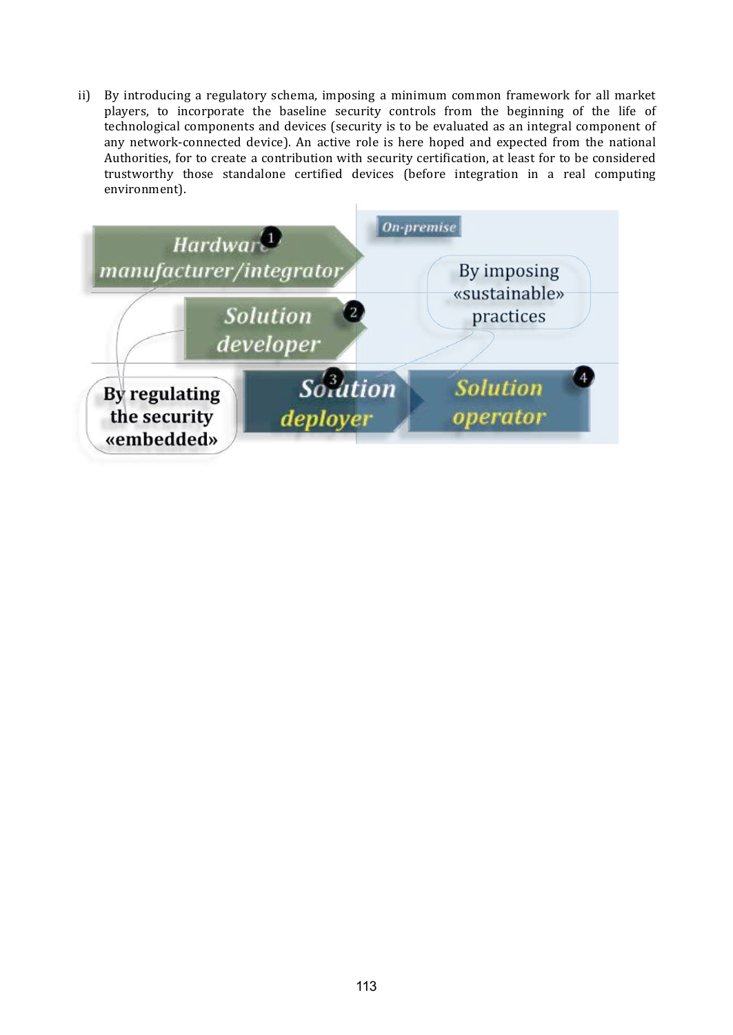ii) By introducing a regulatory schema, imposing a minimum common framework for all market players, to incorporate the baseline security controls from the beginning of the life of technological components and devices (security is to be evaluated as an integral component of any network-connected device). An active role is here hoped and expected from the national Authorities, for to create a contribution with security certification, at least for to be considered trustworthy those standalone certified devices (before integration in a real computing environment).

On-premise

1 Hardware manufacturer/integrator

2 Solution developer

3 Solution deployer

4 Solution operator

By imposing «sustainable» practices

By regulating the security «embedded»